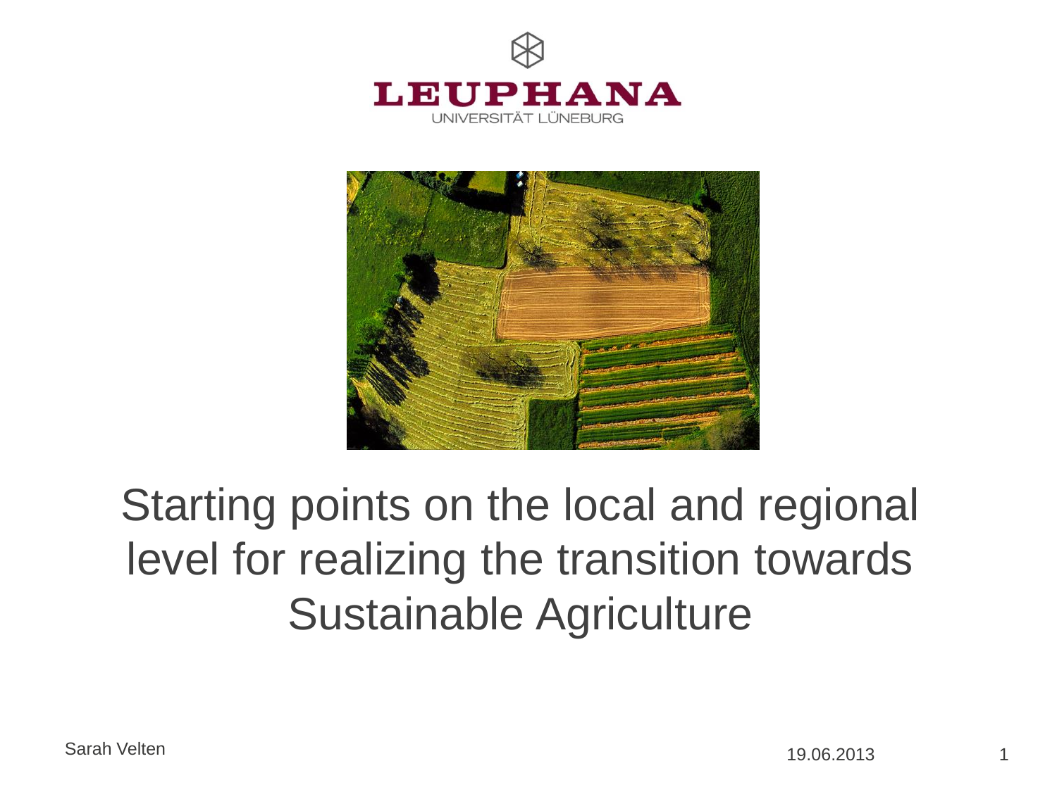LEUPHANA
UNIVERSITÄT LÜNEBURG

# Starting points on the local and regional level for realizing the transition towards Sustainable Agriculture

Sarah Velten

19.06.2013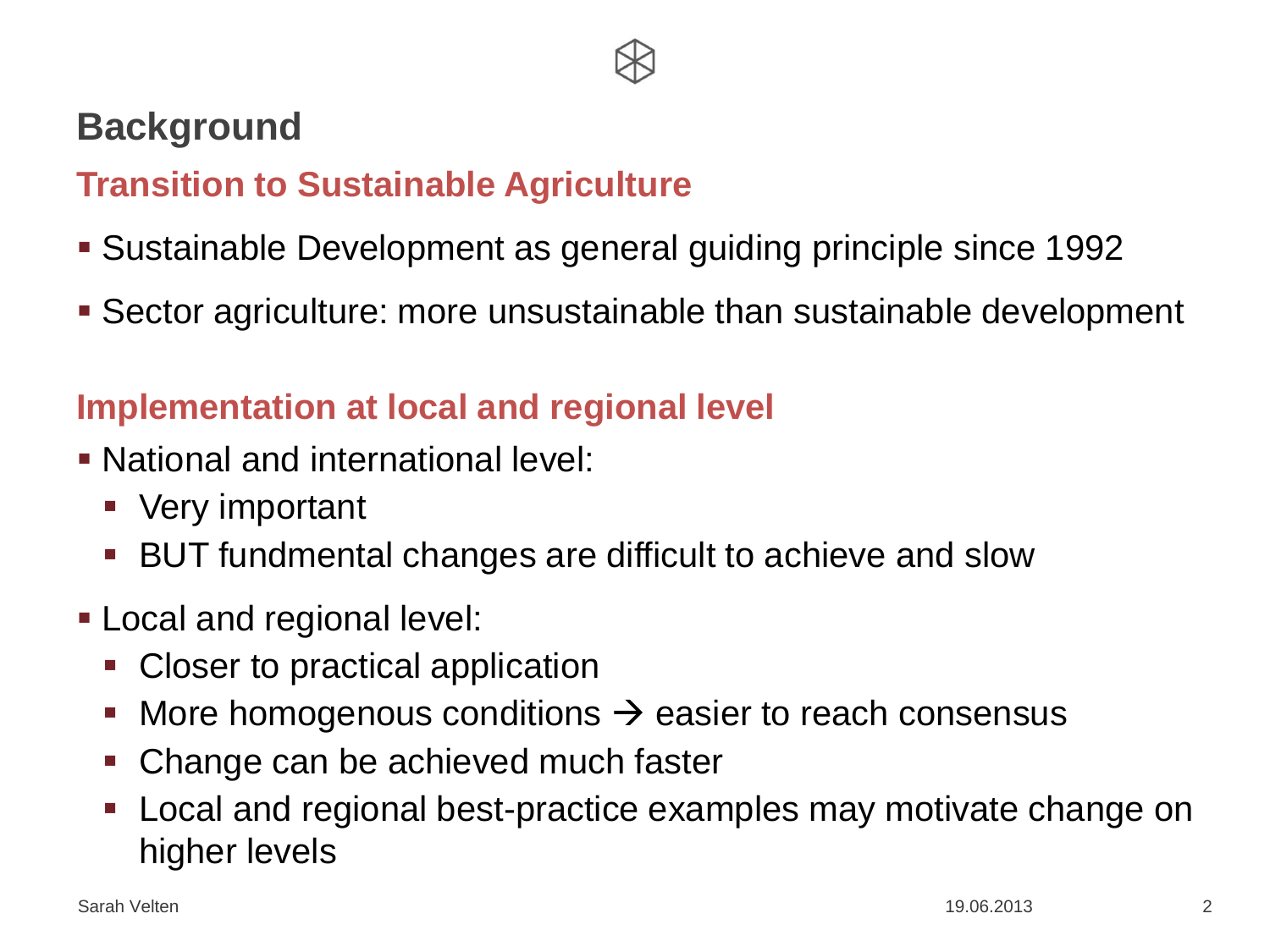# Background

## Transition to Sustainable Agriculture

- Sustainable Development as general guiding principle since 1992
- Sector agriculture: more unsustainable than sustainable development

## Implementation at local and regional level

- National and international level:
  - Very important
  - BUT fundmental changes are difficult to achieve and slow
- Local and regional level:
  - Closer to practical application
  - More homogenous conditions → easier to reach consensus
  - Change can be achieved much faster
  - Local and regional best-practice examples may motivate change on higher levels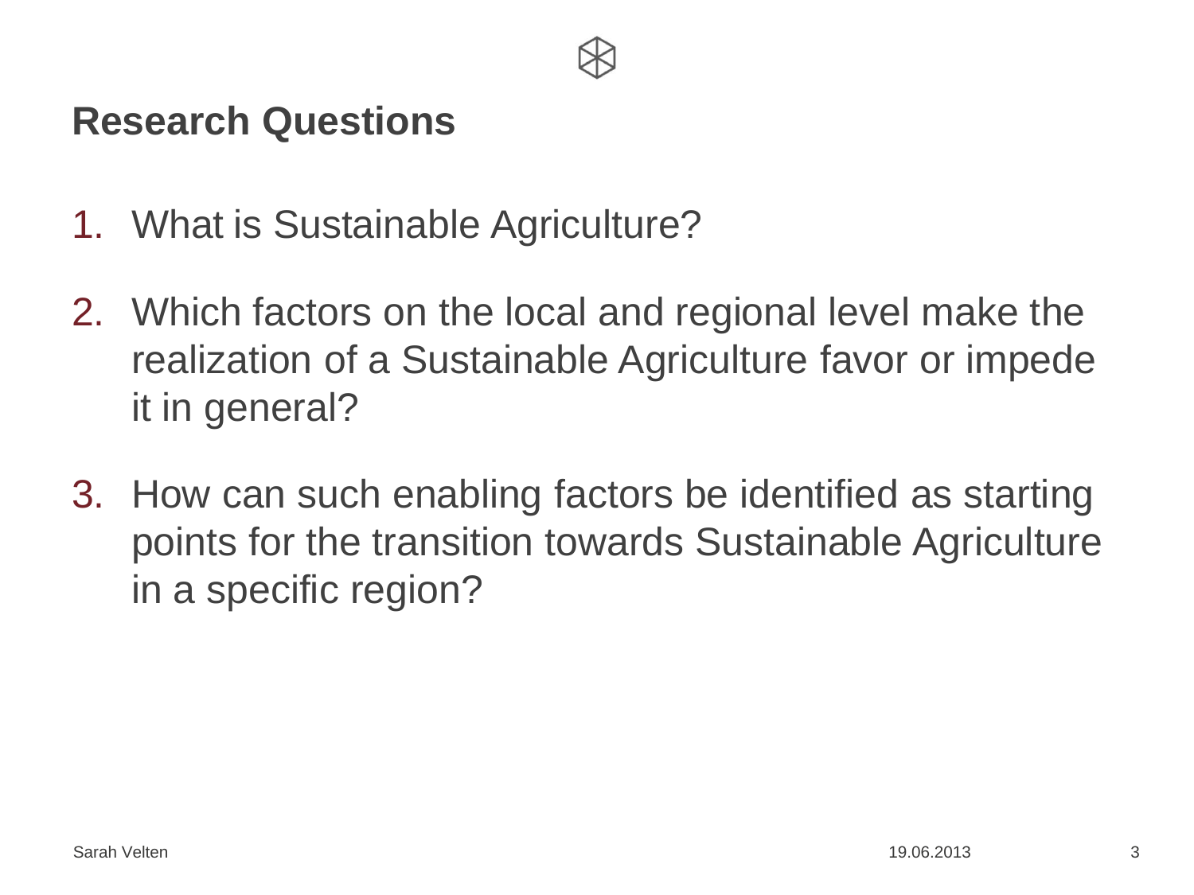## Research Questions

1. What is Sustainable Agriculture?

2. Which factors on the local and regional level make the realization of a Sustainable Agriculture favor or impede it in general?

3. How can such enabling factors be identified as starting points for the transition towards Sustainable Agriculture in a specific region?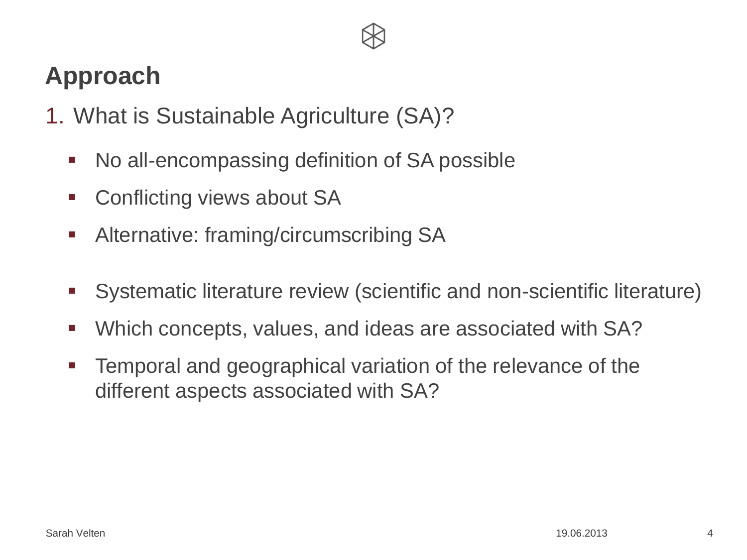# Approach

1. What is Sustainable Agriculture (SA)?

    - No all-encompassing definition of SA possible
    - Conflicting views about SA
    - Alternative: framing/circumscribing SA

    - Systematic literature review (scientific and non-scientific literature)
    - Which concepts, values, and ideas are associated with SA?
    - Temporal and geographical variation of the relevance of the different aspects associated with SA?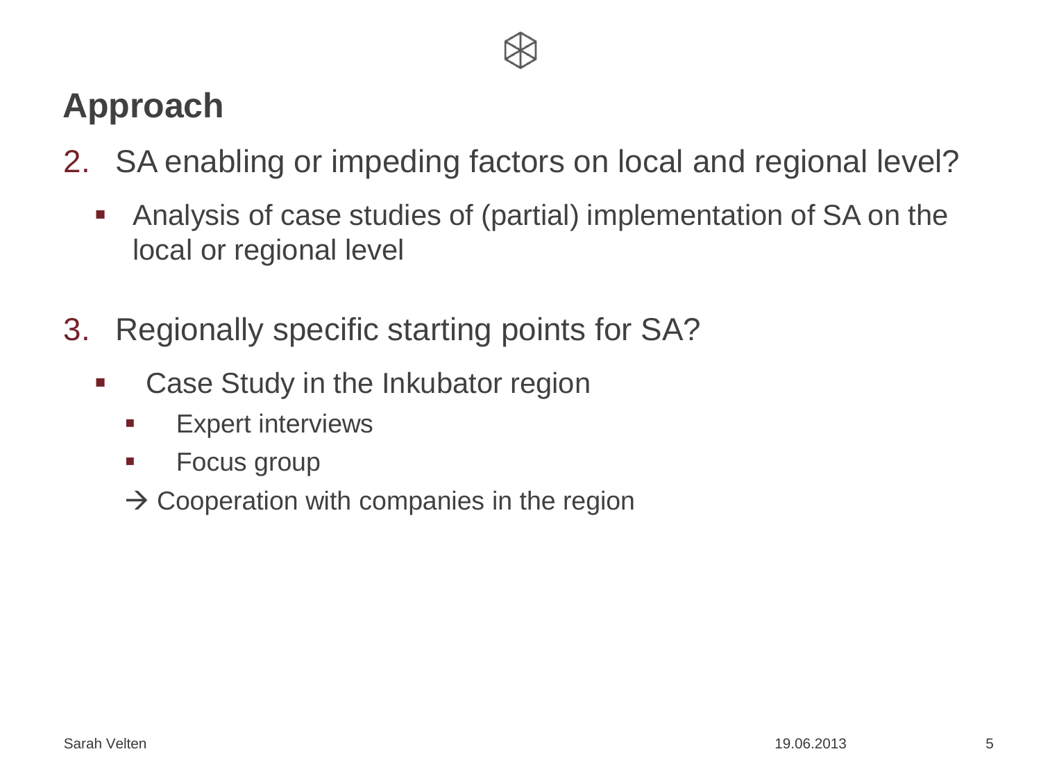# Approach

2. SA enabling or impeding factors on local and regional level?
   - Analysis of case studies of (partial) implementation of SA on the local or regional level

3. Regionally specific starting points for SA?
   - Case Study in the Inkubator region
     - Expert interviews
     - Focus group

     → Cooperation with companies in the region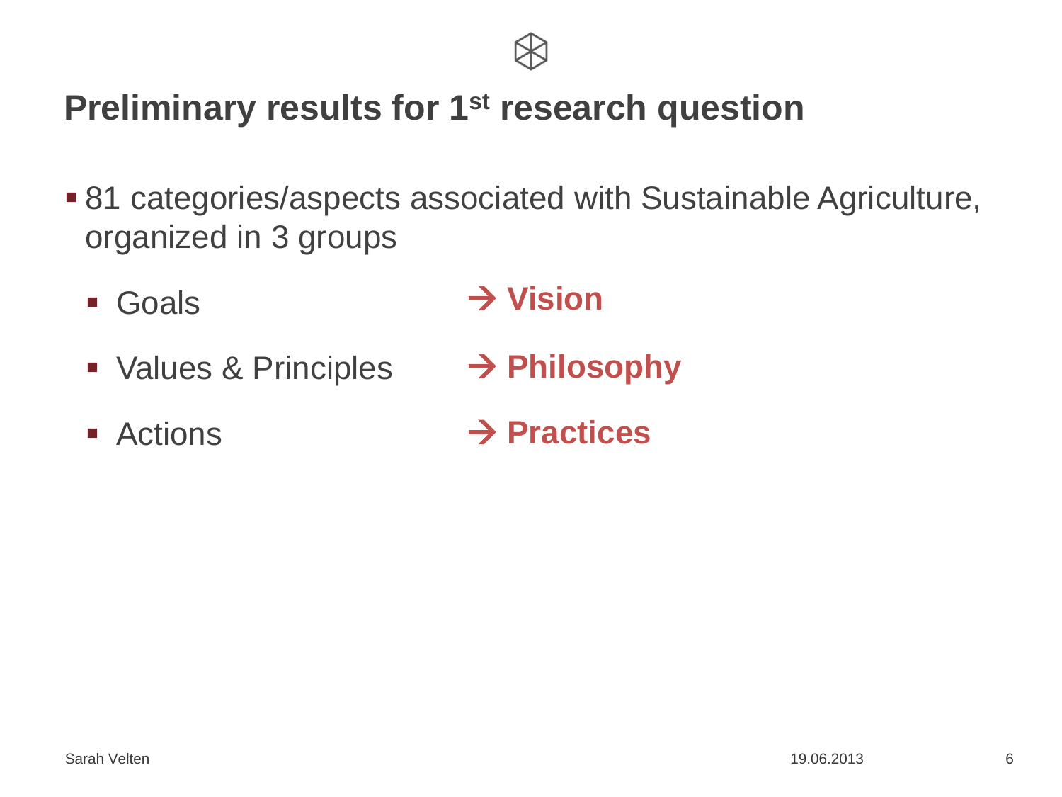# Preliminary results for 1st research question

- 81 categories/aspects associated with Sustainable Agriculture, organized in 3 groups
  - Goals → **Vision**
  - Values & Principles → **Philosophy**
  - Actions → **Practices**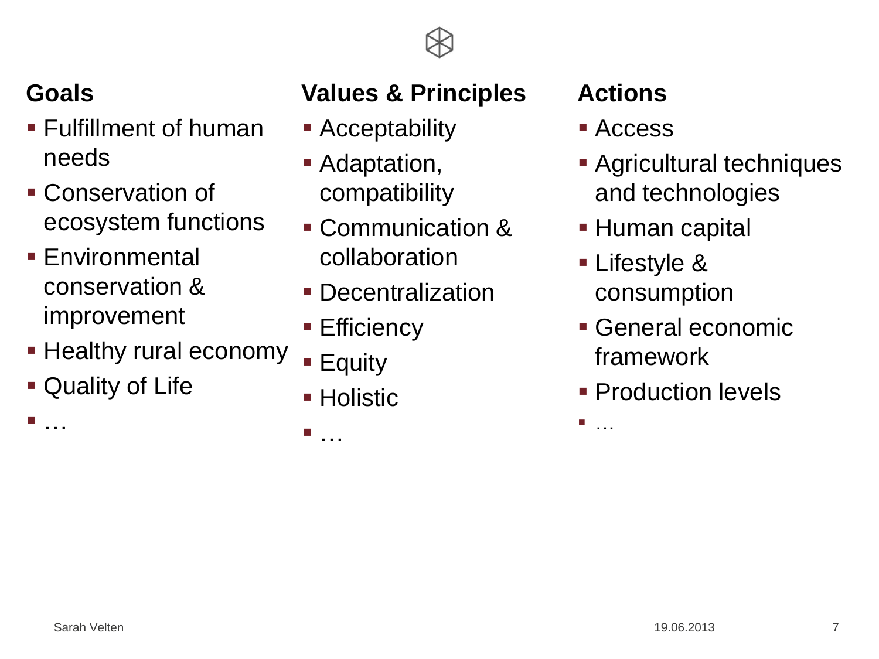**Goals**

- Fulfillment of human needs
- Conservation of ecosystem functions
- Environmental conservation & improvement
- Healthy rural economy
- Quality of Life
- …

**Values & Principles**

- Acceptability
- Adaptation, compatibility
- Communication & collaboration
- Decentralization
- Efficiency
- Equity
- Holistic
- …

**Actions**

- Access
- Agricultural techniques and technologies
- Human capital
- Lifestyle & consumption
- General economic framework
- Production levels
- …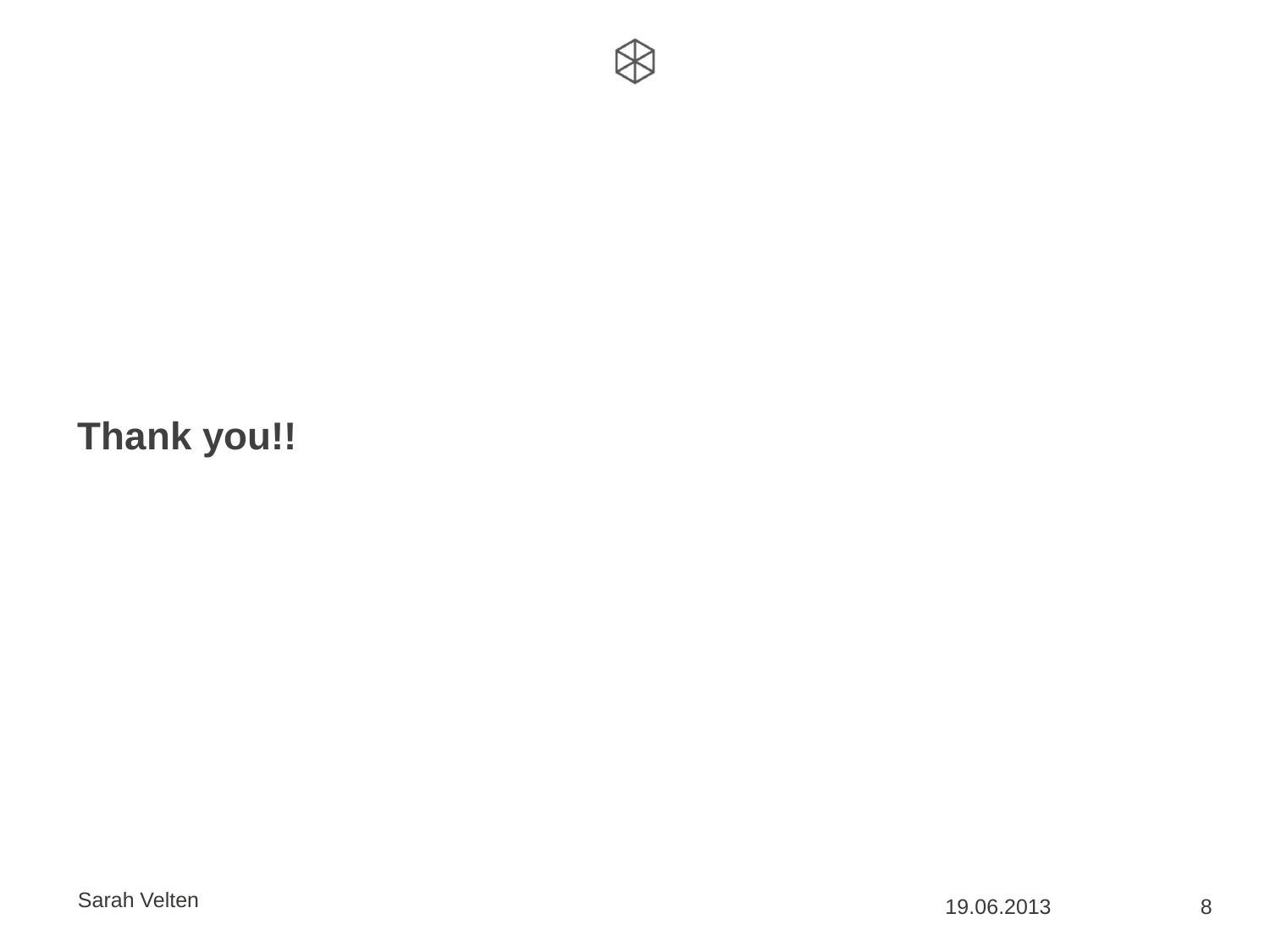**Thank you!!**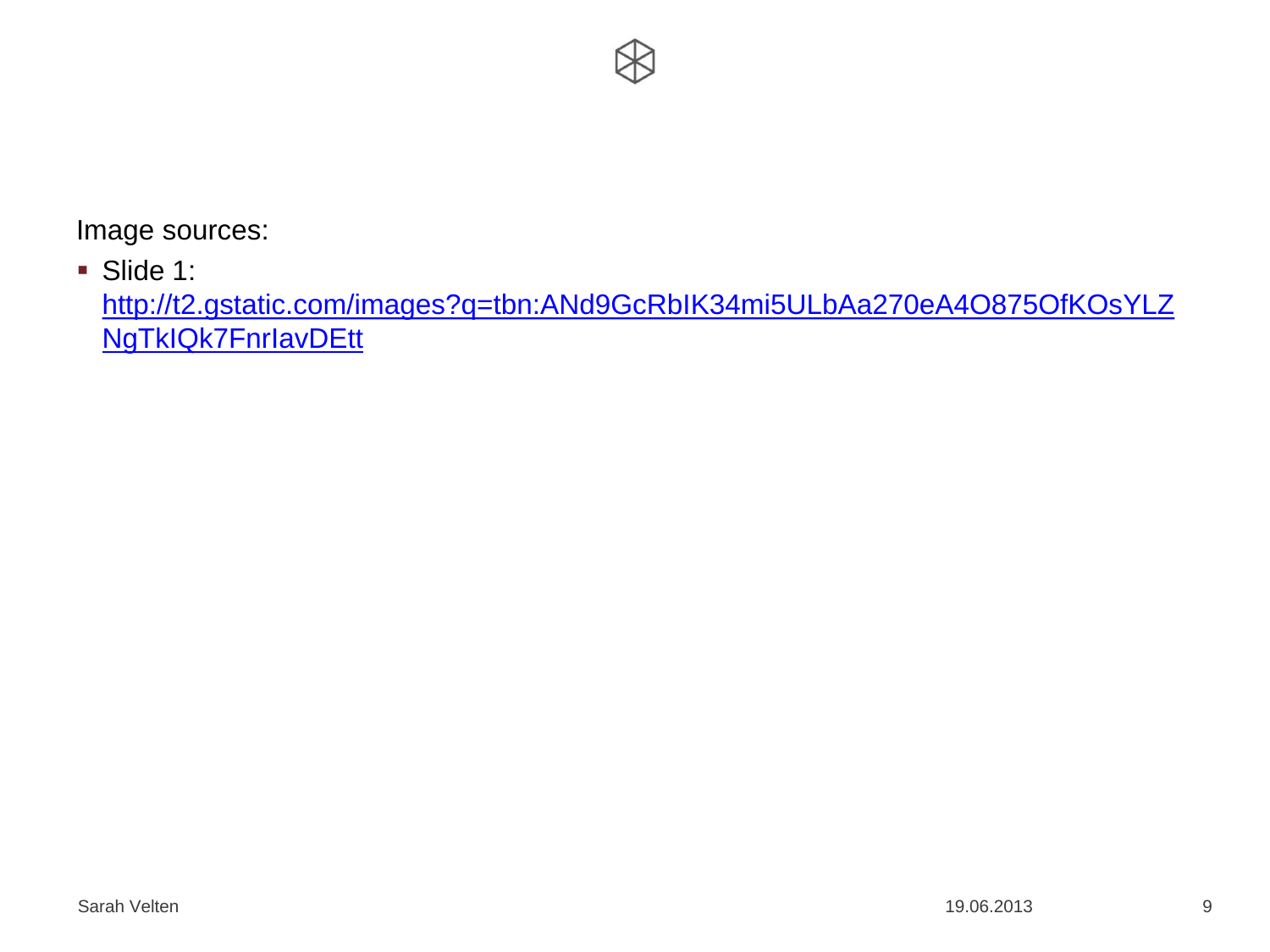Image sources:

- Slide 1: http://t2.gstatic.com/images?q=tbn:ANd9GcRbIK34mi5ULbAa270eA4O875OfKOsYLZNgTkIQk7FnrIavDEtt